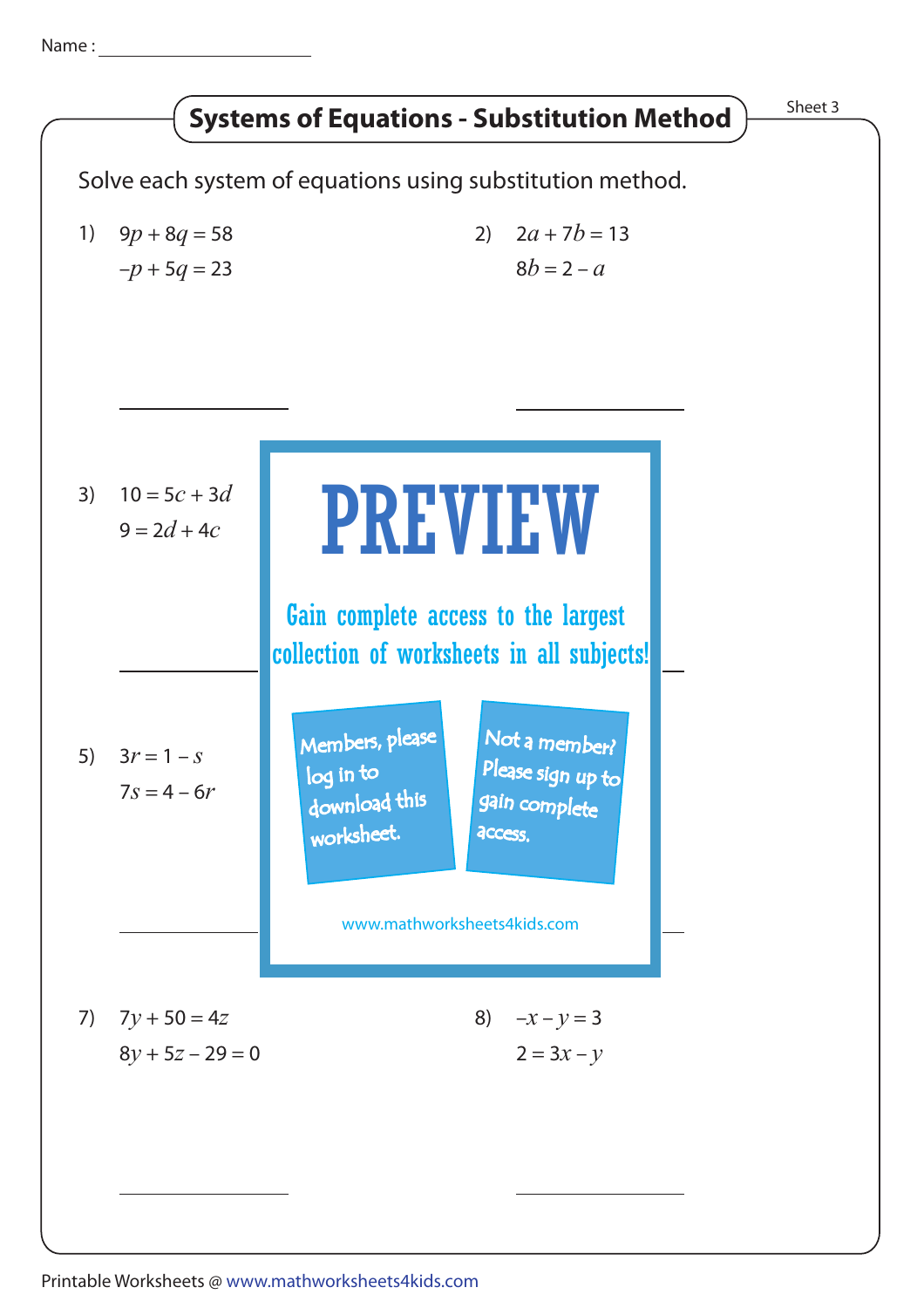Name : ____________________

Sheet 3

## Systems of Equations - Substitution Method

Solve each system of equations using substitution method.

1) $9p + 8q = 58$
   $-p + 5q = 23$

2) $2a + 7b = 13$
   $8b = 2 - a$

3) $10 = 5c + 3d$
   $9 = 2d + 4c$

**PREVIEW**

Gain complete access to the largest collection of worksheets in all subjects!

Members, please log in to download this worksheet.

Not a member? Please sign up to gain complete access.

www.mathworksheets4kids.com

5) $3r = 1 - s$
   $7s = 4 - 6r$

7) $7y + 50 = 4z$
   $8y + 5z - 29 = 0$

8) $-x - y = 3$
   $2 = 3x - y$

Printable Worksheets @ www.mathworksheets4kids.com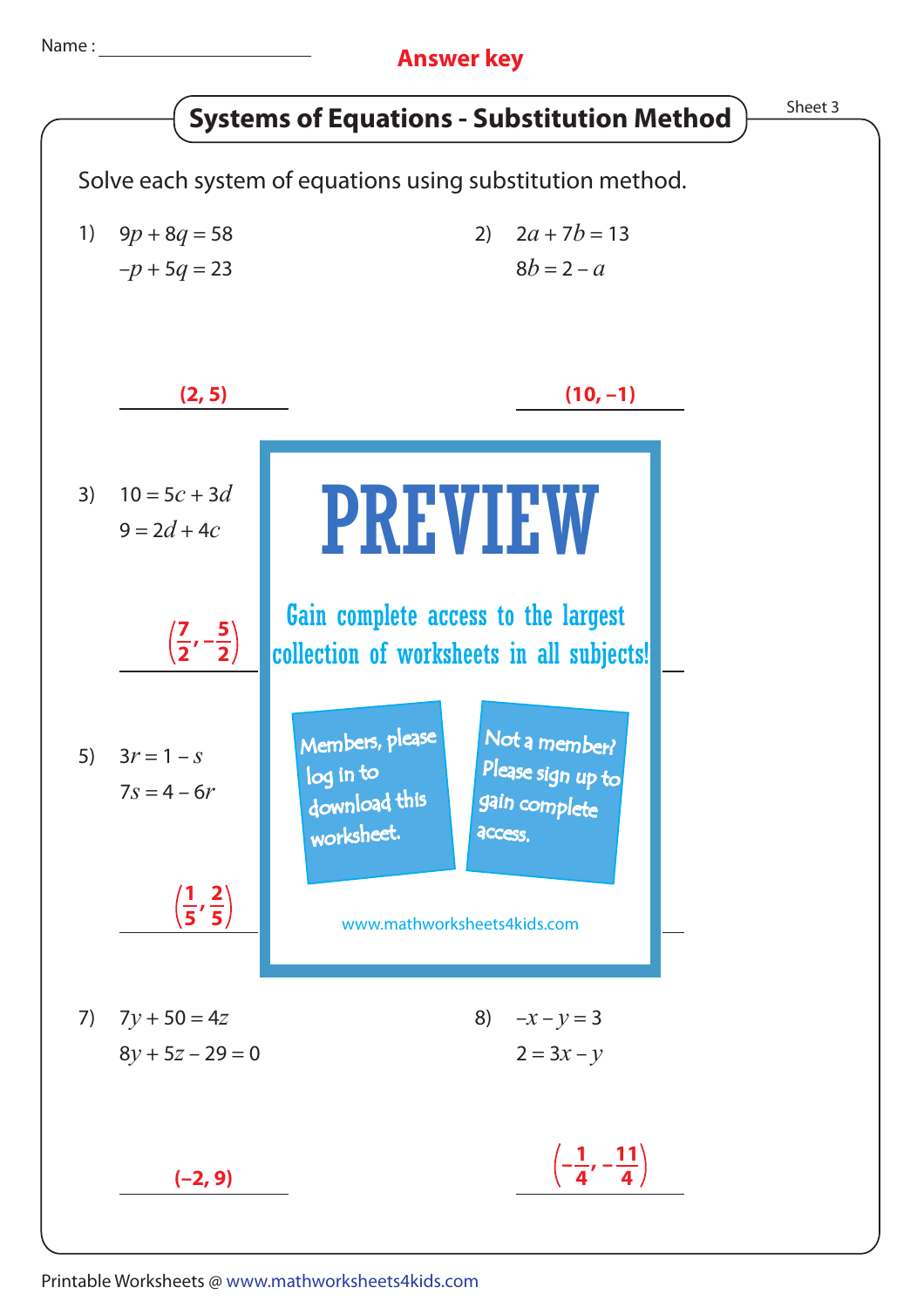Name : ____________________

**Answer key**

# Systems of Equations - Substitution Method

Sheet 3

Solve each system of equations using substitution method.

1) $9p + 8q = 58$
$-p + 5q = 23$

**(2, 5)**

2) $2a + 7b = 13$
$8b = 2 - a$

**(10, –1)**

3) $10 = 5c + 3d$
$9 = 2d + 4c$

$\left(\frac{7}{2}, -\frac{5}{2}\right)$

PREVIEW

Gain complete access to the largest collection of worksheets in all subjects!

Members, please log in to download this worksheet.

Not a member? Please sign up to gain complete access.

www.mathworksheets4kids.com

5) $3r = 1 - s$
$7s = 4 - 6r$

$\left(\frac{1}{5}, \frac{2}{5}\right)$

7) $7y + 50 = 4z$
$8y + 5z - 29 = 0$

**(–2, 9)**

8) $-x - y = 3$
$2 = 3x - y$

$\left(-\frac{1}{4}, -\frac{11}{4}\right)$

Printable Worksheets @ www.mathworksheets4kids.com